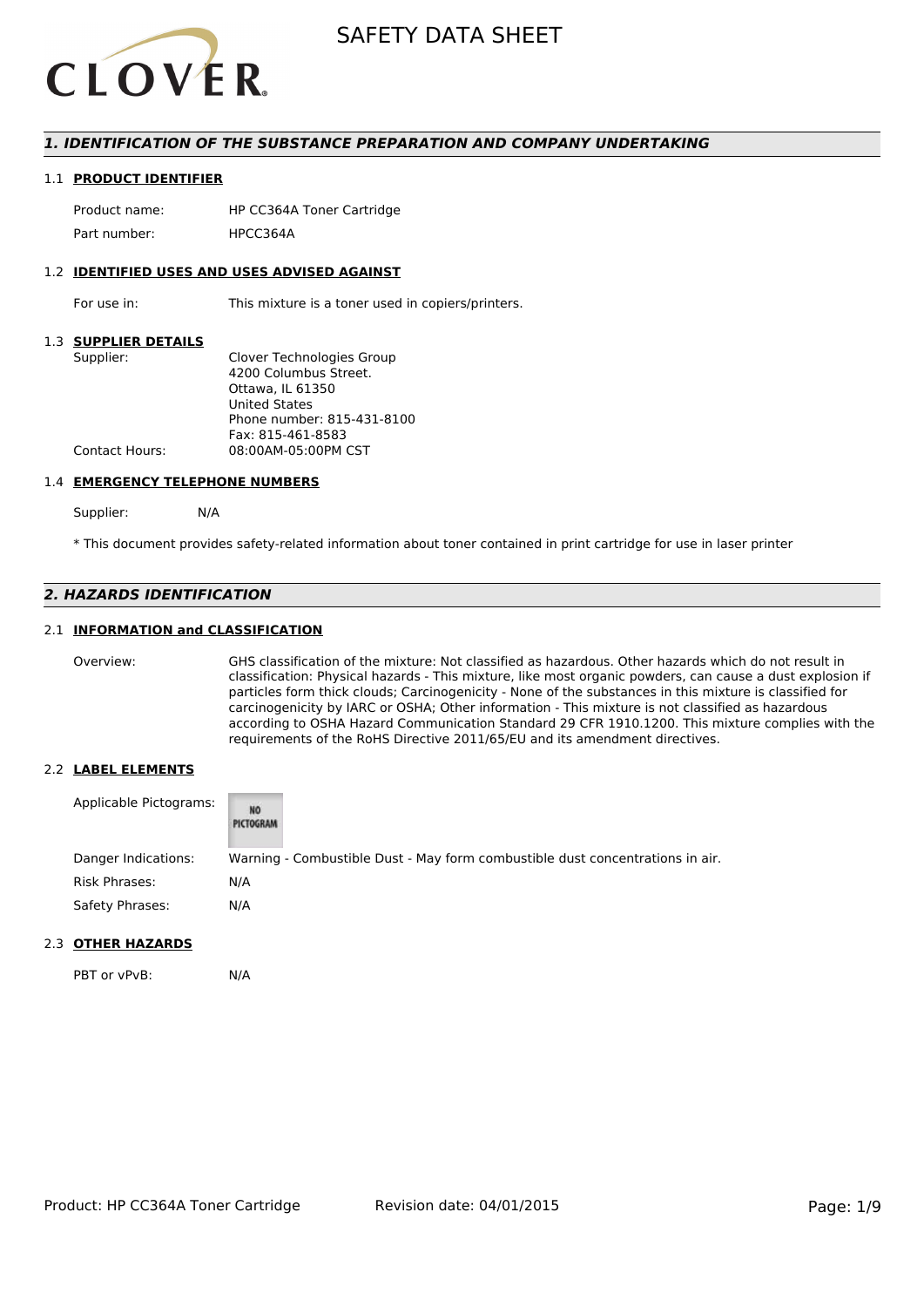# SAFETY DATA SHEET

## 1. IDENTIFICATION OF THE SUBSTANCE PREPARATION AND COMPANY UNDERTAKING

### 1.1 PRODUCT IDENTIFIER

| | |
|---|---|
| Product name: | HP CC364A Toner Cartridge |
| Part number: | HPCC364A |

### 1.2 IDENTIFIED USES AND USES ADVISED AGAINST

For use in: This mixture is a toner used in copiers/printers.

### 1.3 SUPPLIER DETAILS

Supplier:
Clover Technologies Group
4200 Columbus Street.
Ottawa, IL 61350
United States
Phone number: 815-431-8100
Fax: 815-461-8583

Contact Hours: 08:00AM-05:00PM CST

### 1.4 EMERGENCY TELEPHONE NUMBERS

Supplier: N/A

* This document provides safety-related information about toner contained in print cartridge for use in laser printer

## 2. HAZARDS IDENTIFICATION

### 2.1 INFORMATION and CLASSIFICATION

Overview: GHS classification of the mixture: Not classified as hazardous. Other hazards which do not result in classification: Physical hazards - This mixture, like most organic powders, can cause a dust explosion if particles form thick clouds; Carcinogenicity - None of the substances in this mixture is classified for carcinogenicity by IARC or OSHA; Other information - This mixture is not classified as hazardous according to OSHA Hazard Communication Standard 29 CFR 1910.1200. This mixture complies with the requirements of the RoHS Directive 2011/65/EU and its amendment directives.

### 2.2 LABEL ELEMENTS

| | |
|---|---|
| Applicable Pictograms: | NO PICTOGRAM |
| Danger Indications: | Warning - Combustible Dust - May form combustible dust concentrations in air. |
| Risk Phrases: | N/A |
| Safety Phrases: | N/A |

### 2.3 OTHER HAZARDS

PBT or vPvB: N/A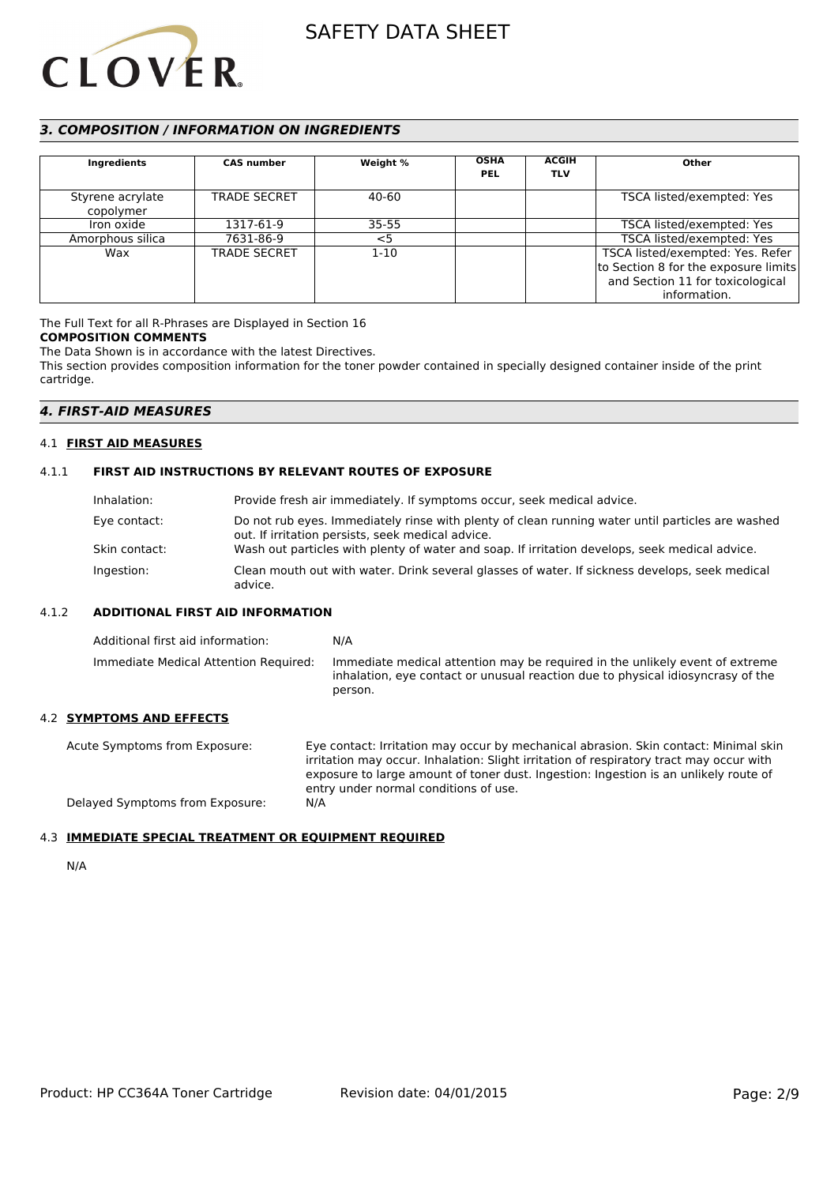## *3. COMPOSITION / INFORMATION ON INGREDIENTS*

| Ingredients | CAS number | Weight % | OSHA PEL | ACGIH TLV | Other |
|---|---|---|---|---|---|
| Styrene acrylate copolymer | TRADE SECRET | 40-60 | | | TSCA listed/exempted: Yes |
| Iron oxide | 1317-61-9 | 35-55 | | | TSCA listed/exempted: Yes |
| Amorphous silica | 7631-86-9 | <5 | | | TSCA listed/exempted: Yes |
| Wax | TRADE SECRET | 1-10 | | | TSCA listed/exempted: Yes. Refer to Section 8 for the exposure limits and Section 11 for toxicological information. |

The Full Text for all R-Phrases are Displayed in Section 16

**COMPOSITION COMMENTS**

The Data Shown is in accordance with the latest Directives.

This section provides composition information for the toner powder contained in specially designed container inside of the print cartridge.

## *4. FIRST-AID MEASURES*

### 4.1 FIRST AID MEASURES

#### 4.1.1 FIRST AID INSTRUCTIONS BY RELEVANT ROUTES OF EXPOSURE

Inhalation: Provide fresh air immediately. If symptoms occur, seek medical advice.

Eye contact: Do not rub eyes. Immediately rinse with plenty of clean running water until particles are washed out. If irritation persists, seek medical advice.

Skin contact: Wash out particles with plenty of water and soap. If irritation develops, seek medical advice.

Ingestion: Clean mouth out with water. Drink several glasses of water. If sickness develops, seek medical advice.

#### 4.1.2 ADDITIONAL FIRST AID INFORMATION

Additional first aid information: N/A

Immediate Medical Attention Required: Immediate medical attention may be required in the unlikely event of extreme inhalation, eye contact or unusual reaction due to physical idiosyncrasy of the person.

### 4.2 SYMPTOMS AND EFFECTS

Acute Symptoms from Exposure: Eye contact: Irritation may occur by mechanical abrasion. Skin contact: Minimal skin irritation may occur. Inhalation: Slight irritation of respiratory tract may occur with exposure to large amount of toner dust. Ingestion: Ingestion is an unlikely route of entry under normal conditions of use.

Delayed Symptoms from Exposure: N/A

### 4.3 IMMEDIATE SPECIAL TREATMENT OR EQUIPMENT REQUIRED

N/A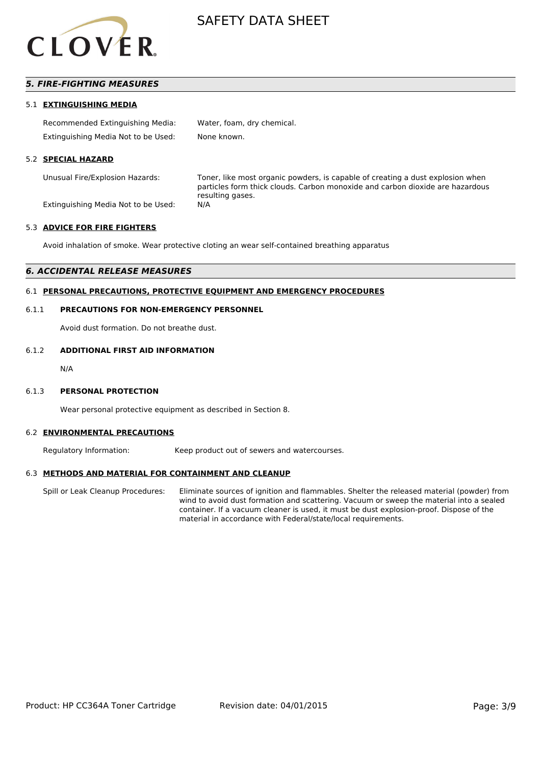## *5. FIRE-FIGHTING MEASURES*

### 5.1 EXTINGUISHING MEDIA

| | |
|---|---|
| Recommended Extinguishing Media: | Water, foam, dry chemical. |
| Extinguishing Media Not to be Used: | None known. |

### 5.2 SPECIAL HAZARD

| | |
|---|---|
| Unusual Fire/Explosion Hazards: | Toner, like most organic powders, is capable of creating a dust explosion when particles form thick clouds. Carbon monoxide and carbon dioxide are hazardous resulting gases. |
| Extinguishing Media Not to be Used: | N/A |

### 5.3 ADVICE FOR FIRE FIGHTERS

Avoid inhalation of smoke. Wear protective cloting an wear self-contained breathing apparatus

## *6. ACCIDENTAL RELEASE MEASURES*

### 6.1 PERSONAL PRECAUTIONS, PROTECTIVE EQUIPMENT AND EMERGENCY PROCEDURES

#### 6.1.1 PRECAUTIONS FOR NON-EMERGENCY PERSONNEL

Avoid dust formation. Do not breathe dust.

#### 6.1.2 ADDITIONAL FIRST AID INFORMATION

N/A

#### 6.1.3 PERSONAL PROTECTION

Wear personal protective equipment as described in Section 8.

### 6.2 ENVIRONMENTAL PRECAUTIONS

| | |
|---|---|
| Regulatory Information: | Keep product out of sewers and watercourses. |

### 6.3 METHODS AND MATERIAL FOR CONTAINMENT AND CLEANUP

| | |
|---|---|
| Spill or Leak Cleanup Procedures: | Eliminate sources of ignition and flammables. Shelter the released material (powder) from wind to avoid dust formation and scattering. Vacuum or sweep the material into a sealed container. If a vacuum cleaner is used, it must be dust explosion-proof. Dispose of the material in accordance with Federal/state/local requirements. |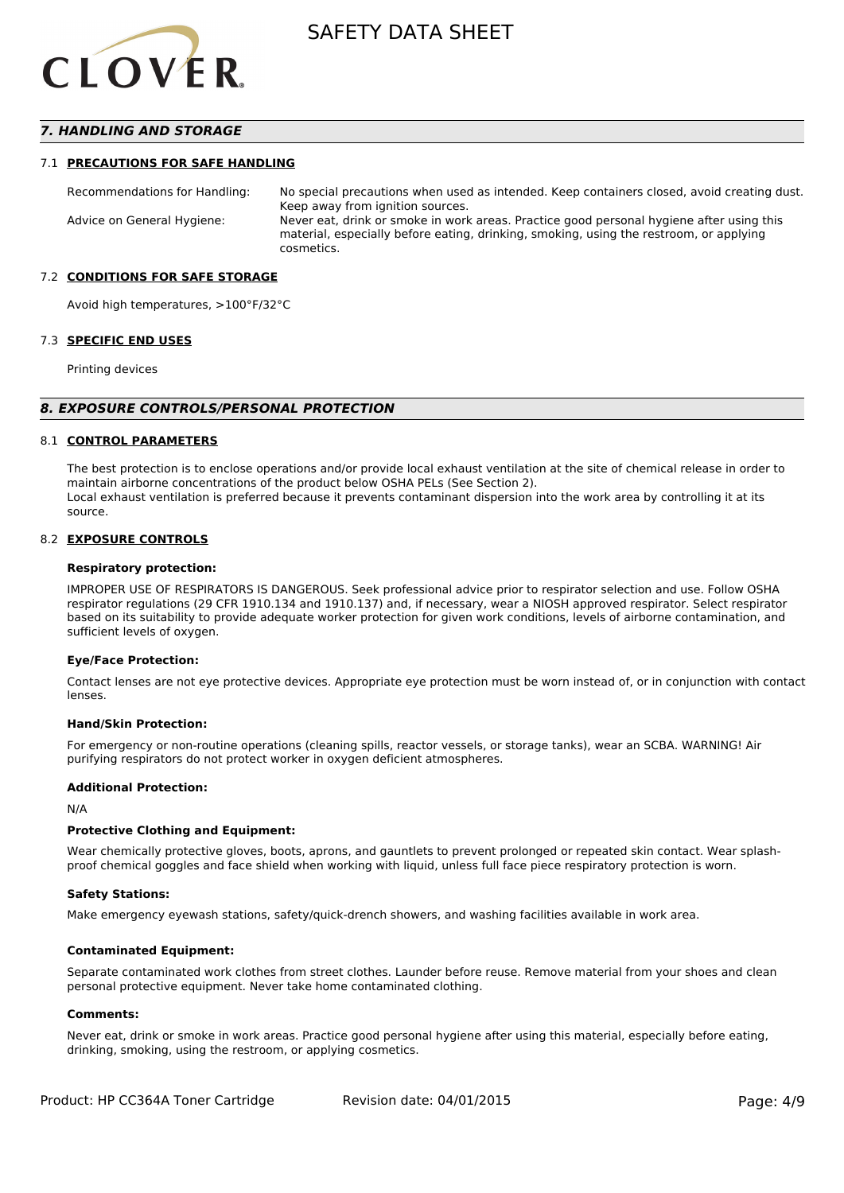## 7. HANDLING AND STORAGE

### 7.1 PRECAUTIONS FOR SAFE HANDLING

| | |
|---|---|
| Recommendations for Handling: | No special precautions when used as intended. Keep containers closed, avoid creating dust. Keep away from ignition sources. |
| Advice on General Hygiene: | Never eat, drink or smoke in work areas. Practice good personal hygiene after using this material, especially before eating, drinking, smoking, using the restroom, or applying cosmetics. |

### 7.2 CONDITIONS FOR SAFE STORAGE

Avoid high temperatures, >100°F/32°C

### 7.3 SPECIFIC END USES

Printing devices

## 8. EXPOSURE CONTROLS/PERSONAL PROTECTION

### 8.1 CONTROL PARAMETERS

The best protection is to enclose operations and/or provide local exhaust ventilation at the site of chemical release in order to maintain airborne concentrations of the product below OSHA PELs (See Section 2).
Local exhaust ventilation is preferred because it prevents contaminant dispersion into the work area by controlling it at its source.

### 8.2 EXPOSURE CONTROLS

**Respiratory protection:**

IMPROPER USE OF RESPIRATORS IS DANGEROUS. Seek professional advice prior to respirator selection and use. Follow OSHA respirator regulations (29 CFR 1910.134 and 1910.137) and, if necessary, wear a NIOSH approved respirator. Select respirator based on its suitability to provide adequate worker protection for given work conditions, levels of airborne contamination, and sufficient levels of oxygen.

**Eye/Face Protection:**

Contact lenses are not eye protective devices. Appropriate eye protection must be worn instead of, or in conjunction with contact lenses.

**Hand/Skin Protection:**

For emergency or non-routine operations (cleaning spills, reactor vessels, or storage tanks), wear an SCBA. WARNING! Air purifying respirators do not protect worker in oxygen deficient atmospheres.

**Additional Protection:**

N/A

**Protective Clothing and Equipment:**

Wear chemically protective gloves, boots, aprons, and gauntlets to prevent prolonged or repeated skin contact. Wear splash-proof chemical goggles and face shield when working with liquid, unless full face piece respiratory protection is worn.

**Safety Stations:**

Make emergency eyewash stations, safety/quick-drench showers, and washing facilities available in work area.

**Contaminated Equipment:**

Separate contaminated work clothes from street clothes. Launder before reuse. Remove material from your shoes and clean personal protective equipment. Never take home contaminated clothing.

**Comments:**

Never eat, drink or smoke in work areas. Practice good personal hygiene after using this material, especially before eating, drinking, smoking, using the restroom, or applying cosmetics.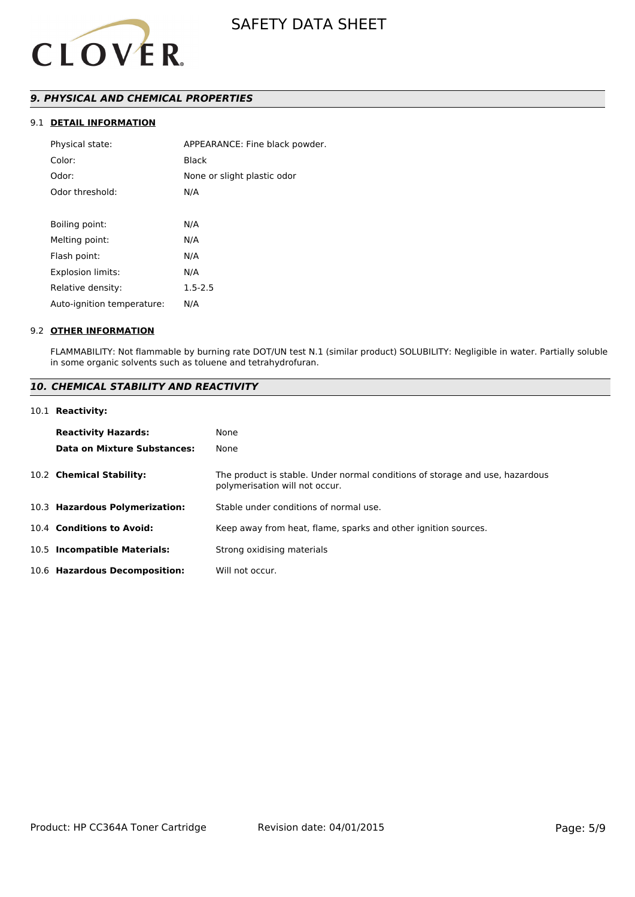## *9. PHYSICAL AND CHEMICAL PROPERTIES*

### 9.1 DETAIL INFORMATION

| | |
|---|---|
| Physical state: | APPEARANCE: Fine black powder. |
| Color: | Black |
| Odor: | None or slight plastic odor |
| Odor threshold: | N/A |
| | |
| Boiling point: | N/A |
| Melting point: | N/A |
| Flash point: | N/A |
| Explosion limits: | N/A |
| Relative density: | 1.5-2.5 |
| Auto-ignition temperature: | N/A |

### 9.2 OTHER INFORMATION

FLAMMABILITY: Not flammable by burning rate DOT/UN test N.1 (similar product) SOLUBILITY: Negligible in water. Partially soluble in some organic solvents such as toluene and tetrahydrofuran.

## *10. CHEMICAL STABILITY AND REACTIVITY*

### 10.1 Reactivity:

| | |
|---|---|
| **Reactivity Hazards:** | None |
| **Data on Mixture Substances:** | None |

| | |
|---|---|
| 10.2 **Chemical Stability:** | The product is stable. Under normal conditions of storage and use, hazardous polymerisation will not occur. |
| 10.3 **Hazardous Polymerization:** | Stable under conditions of normal use. |
| 10.4 **Conditions to Avoid:** | Keep away from heat, flame, sparks and other ignition sources. |
| 10.5 **Incompatible Materials:** | Strong oxidising materials |
| 10.6 **Hazardous Decomposition:** | Will not occur. |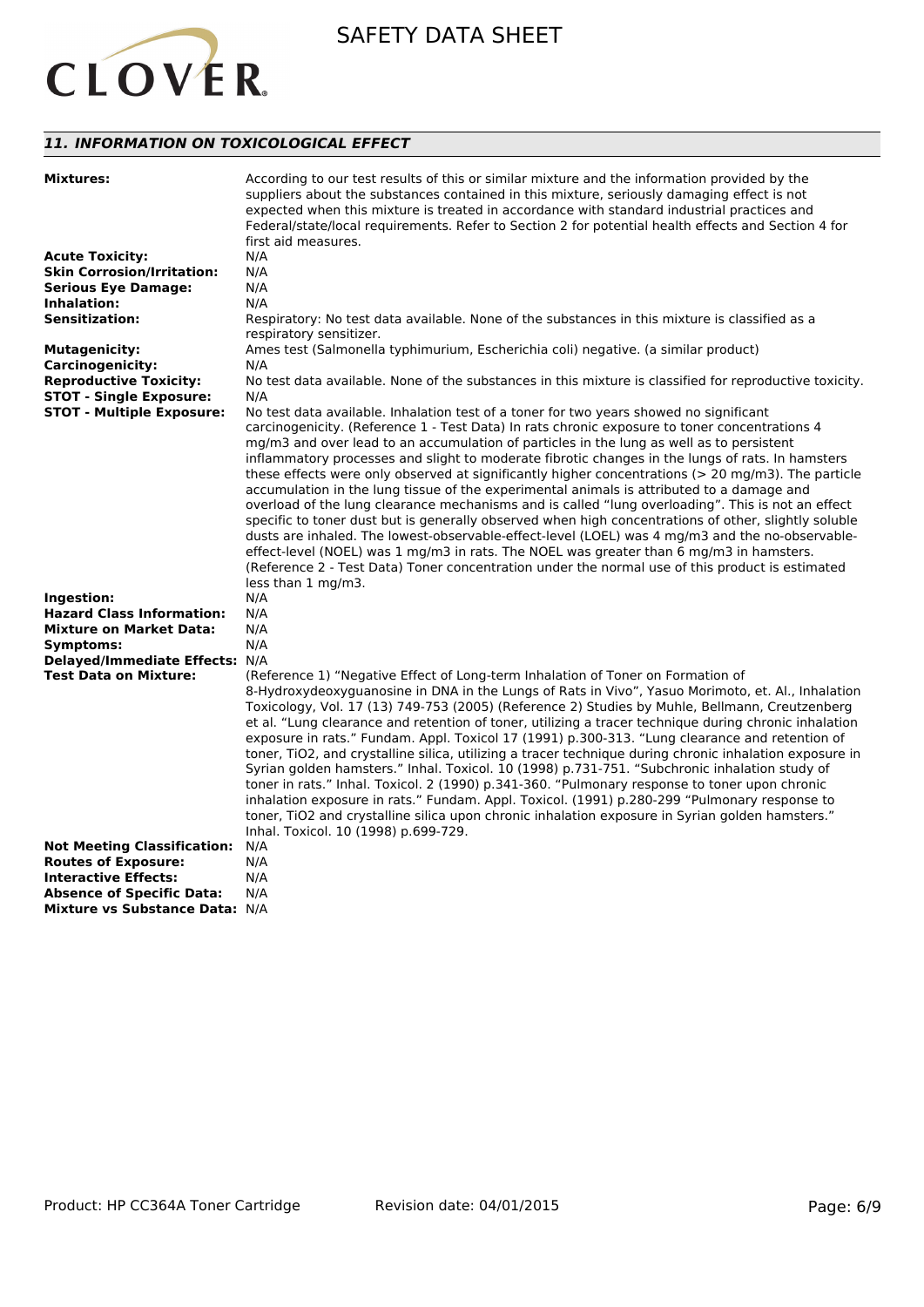## *11. INFORMATION ON TOXICOLOGICAL EFFECT*

**Mixtures:** According to our test results of this or similar mixture and the information provided by the suppliers about the substances contained in this mixture, seriously damaging effect is not expected when this mixture is treated in accordance with standard industrial practices and Federal/state/local requirements. Refer to Section 2 for potential health effects and Section 4 for first aid measures.

**Acute Toxicity:** N/A

**Skin Corrosion/Irritation:** N/A

**Serious Eye Damage:** N/A

**Inhalation:** N/A

**Sensitization:** Respiratory: No test data available. None of the substances in this mixture is classified as a respiratory sensitizer.

**Mutagenicity:** Ames test (Salmonella typhimurium, Escherichia coli) negative. (a similar product)

**Carcinogenicity:** N/A

**Reproductive Toxicity:** No test data available. None of the substances in this mixture is classified for reproductive toxicity.

**STOT - Single Exposure:** N/A

**STOT - Multiple Exposure:** No test data available. Inhalation test of a toner for two years showed no significant carcinogenicity. (Reference 1 - Test Data) In rats chronic exposure to toner concentrations 4 mg/m3 and over lead to an accumulation of particles in the lung as well as to persistent inflammatory processes and slight to moderate fibrotic changes in the lungs of rats. In hamsters these effects were only observed at significantly higher concentrations (> 20 mg/m3). The particle accumulation in the lung tissue of the experimental animals is attributed to a damage and overload of the lung clearance mechanisms and is called “lung overloading”. This is not an effect specific to toner dust but is generally observed when high concentrations of other, slightly soluble dusts are inhaled. The lowest-observable-effect-level (LOEL) was 4 mg/m3 and the no-observable-effect-level (NOEL) was 1 mg/m3 in rats. The NOEL was greater than 6 mg/m3 in hamsters. (Reference 2 - Test Data) Toner concentration under the normal use of this product is estimated less than 1 mg/m3.

**Ingestion:** N/A

**Hazard Class Information:** N/A

**Mixture on Market Data:** N/A

**Symptoms:** N/A

**Delayed/Immediate Effects:** N/A

**Test Data on Mixture:** (Reference 1) “Negative Effect of Long-term Inhalation of Toner on Formation of 8-Hydroxydeoxyguanosine in DNA in the Lungs of Rats in Vivo”, Yasuo Morimoto, et. Al., Inhalation Toxicology, Vol. 17 (13) 749-753 (2005) (Reference 2) Studies by Muhle, Bellmann, Creutzenberg et al. “Lung clearance and retention of toner, utilizing a tracer technique during chronic inhalation exposure in rats.” Fundam. Appl. Toxicol 17 (1991) p.300-313. “Lung clearance and retention of toner, TiO2, and crystalline silica, utilizing a tracer technique during chronic inhalation exposure in Syrian golden hamsters.” Inhal. Toxicol. 10 (1998) p.731-751. “Subchronic inhalation study of toner in rats.” Inhal. Toxicol. 2 (1990) p.341-360. “Pulmonary response to toner upon chronic inhalation exposure in rats.” Fundam. Appl. Toxicol. (1991) p.280-299 “Pulmonary response to toner, TiO2 and crystalline silica upon chronic inhalation exposure in Syrian golden hamsters.” Inhal. Toxicol. 10 (1998) p.699-729.

**Not Meeting Classification:** N/A

**Routes of Exposure:** N/A

**Interactive Effects:** N/A

**Absence of Specific Data:** N/A

**Mixture vs Substance Data:** N/A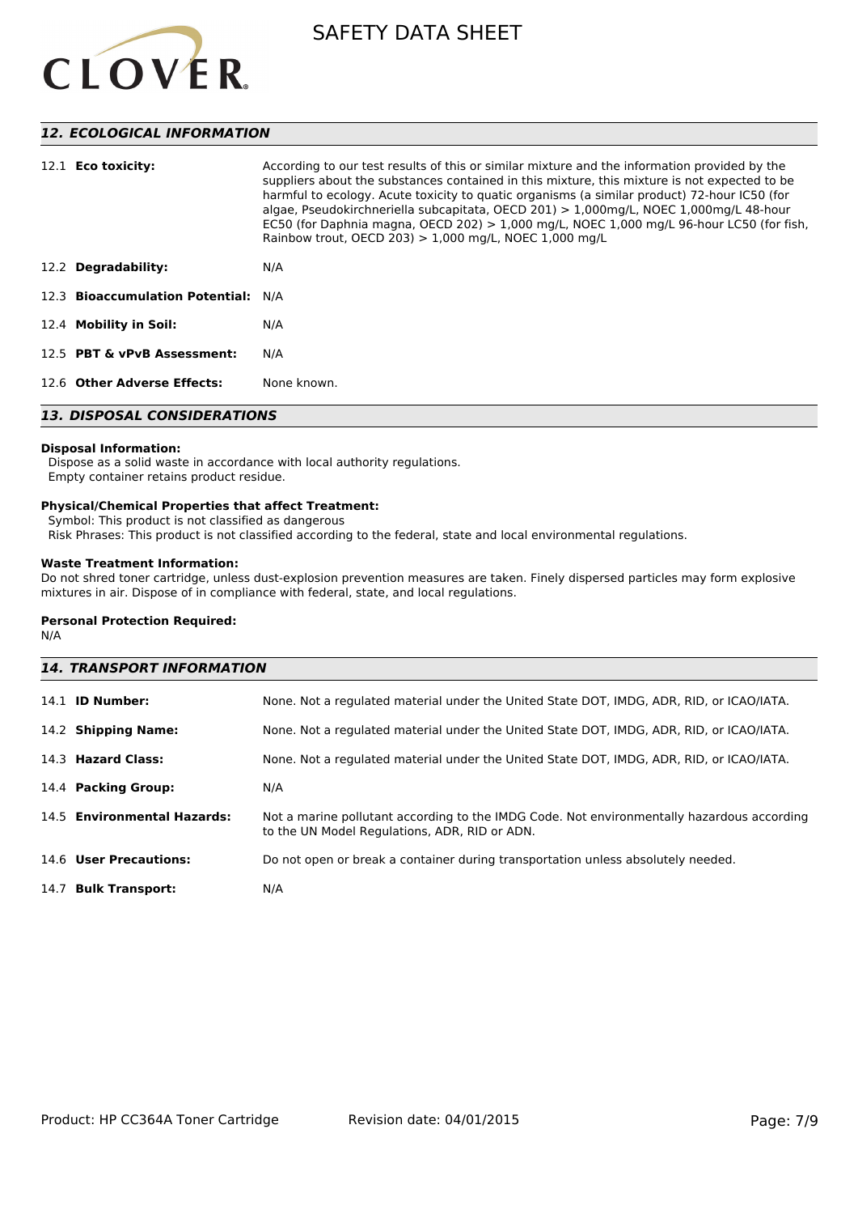## 12. ECOLOGICAL INFORMATION

| | |
|---|---|
| 12.1 **Eco toxicity:** | According to our test results of this or similar mixture and the information provided by the suppliers about the substances contained in this mixture, this mixture is not expected to be harmful to ecology. Acute toxicity to quatic organisms (a similar product) 72-hour IC50 (for algae, Pseudokirchneriella subcapitata, OECD 201) > 1,000mg/L, NOEC 1,000mg/L 48-hour EC50 (for Daphnia magna, OECD 202) > 1,000 mg/L, NOEC 1,000 mg/L 96-hour LC50 (for fish, Rainbow trout, OECD 203) > 1,000 mg/L, NOEC 1,000 mg/L |
| 12.2 **Degradability:** | N/A |
| 12.3 **Bioaccumulation Potential:** | N/A |
| 12.4 **Mobility in Soil:** | N/A |
| 12.5 **PBT & vPvB Assessment:** | N/A |
| 12.6 **Other Adverse Effects:** | None known. |

## 13. DISPOSAL CONSIDERATIONS

**Disposal Information:**
Dispose as a solid waste in accordance with local authority regulations.
Empty container retains product residue.

**Physical/Chemical Properties that affect Treatment:**
Symbol: This product is not classified as dangerous
Risk Phrases: This product is not classified according to the federal, state and local environmental regulations.

**Waste Treatment Information:**
Do not shred toner cartridge, unless dust-explosion prevention measures are taken. Finely dispersed particles may form explosive mixtures in air. Dispose of in compliance with federal, state, and local regulations.

**Personal Protection Required:**
N/A

## 14. TRANSPORT INFORMATION

| | |
|---|---|
| 14.1 **ID Number:** | None. Not a regulated material under the United State DOT, IMDG, ADR, RID, or ICAO/IATA. |
| 14.2 **Shipping Name:** | None. Not a regulated material under the United State DOT, IMDG, ADR, RID, or ICAO/IATA. |
| 14.3 **Hazard Class:** | None. Not a regulated material under the United State DOT, IMDG, ADR, RID, or ICAO/IATA. |
| 14.4 **Packing Group:** | N/A |
| 14.5 **Environmental Hazards:** | Not a marine pollutant according to the IMDG Code. Not environmentally hazardous according to the UN Model Regulations, ADR, RID or ADN. |
| 14.6 **User Precautions:** | Do not open or break a container during transportation unless absolutely needed. |
| 14.7 **Bulk Transport:** | N/A |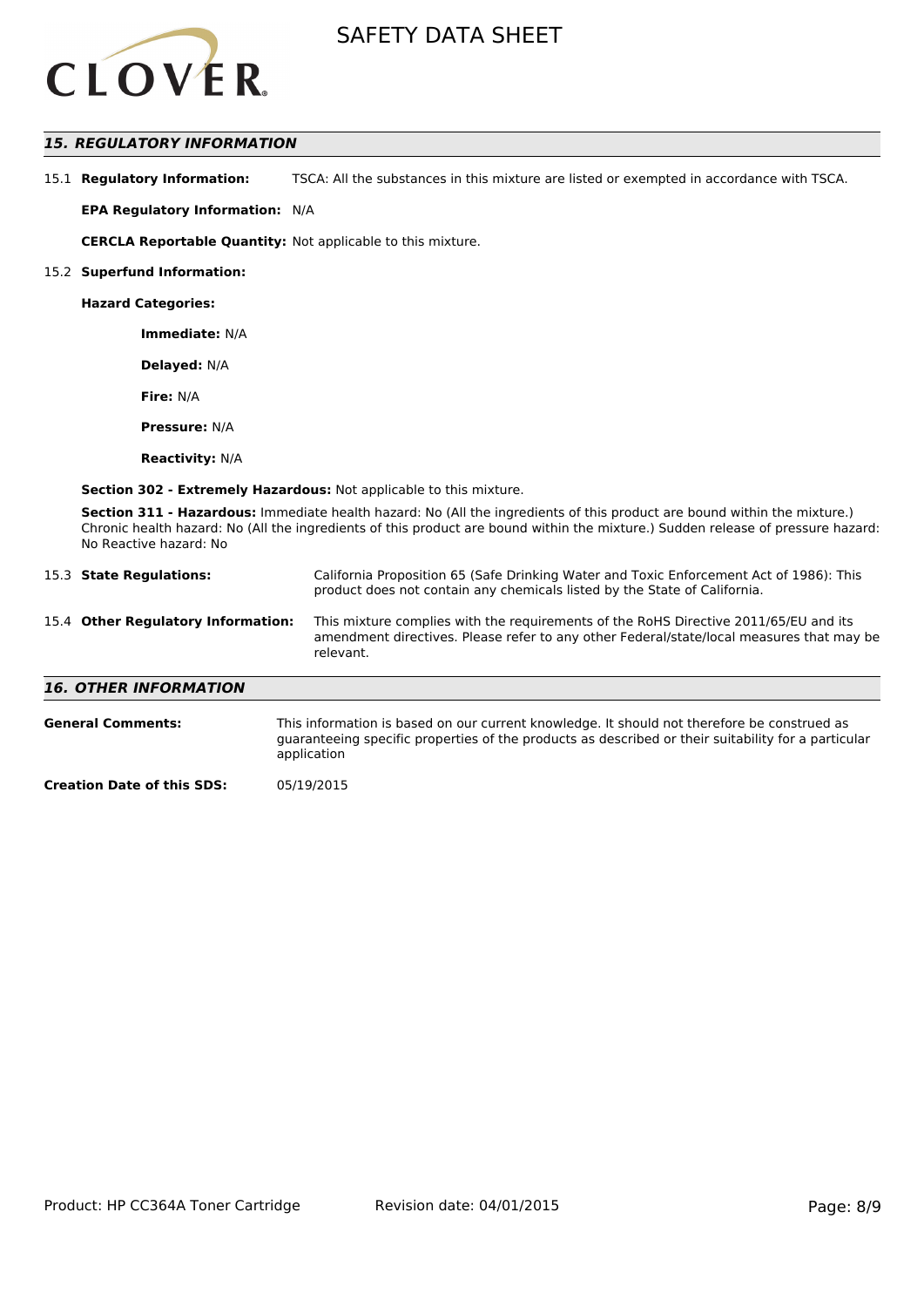## 15. REGULATORY INFORMATION

15.1 **Regulatory Information:** TSCA: All the substances in this mixture are listed or exempted in accordance with TSCA.

**EPA Regulatory Information:** N/A

**CERCLA Reportable Quantity:** Not applicable to this mixture.

15.2 **Superfund Information:**

**Hazard Categories:**

**Immediate:** N/A

**Delayed:** N/A

**Fire:** N/A

**Pressure:** N/A

**Reactivity:** N/A

**Section 302 - Extremely Hazardous:** Not applicable to this mixture.

**Section 311 - Hazardous:** Immediate health hazard: No (All the ingredients of this product are bound within the mixture.) Chronic health hazard: No (All the ingredients of this product are bound within the mixture.) Sudden release of pressure hazard: No Reactive hazard: No

15.3 **State Regulations:** California Proposition 65 (Safe Drinking Water and Toxic Enforcement Act of 1986): This product does not contain any chemicals listed by the State of California.

15.4 **Other Regulatory Information:** This mixture complies with the requirements of the RoHS Directive 2011/65/EU and its amendment directives. Please refer to any other Federal/state/local measures that may be relevant.

## 16. OTHER INFORMATION

**General Comments:** This information is based on our current knowledge. It should not therefore be construed as guaranteeing specific properties of the products as described or their suitability for a particular application

**Creation Date of this SDS:** 05/19/2015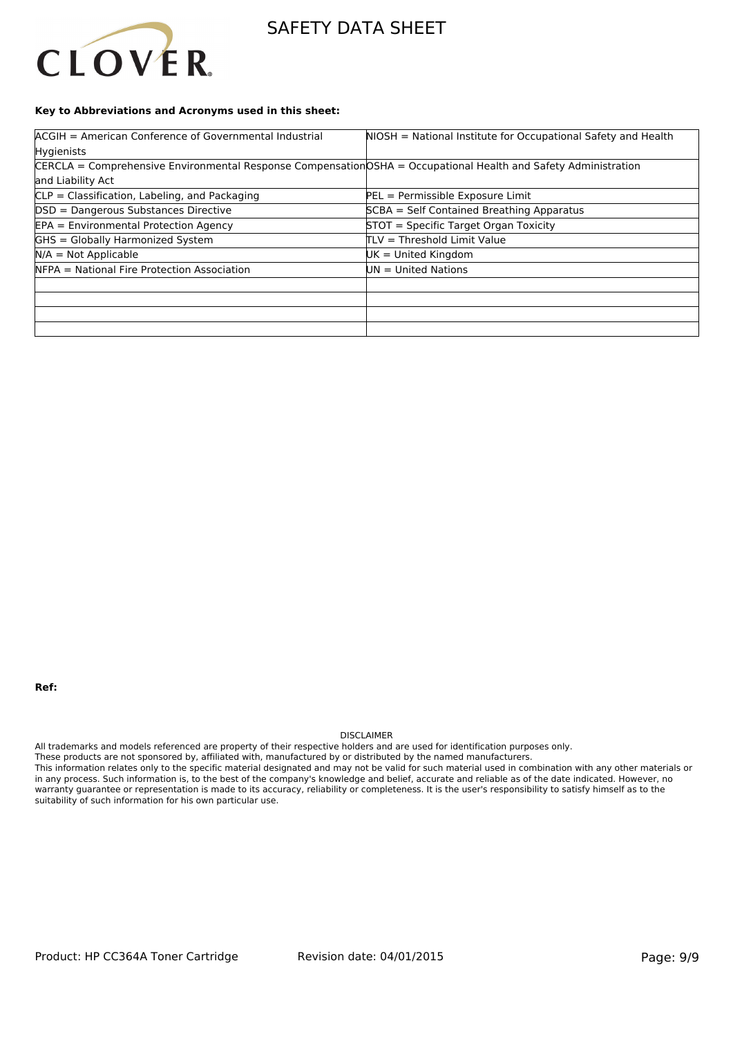**Key to Abbreviations and Acronyms used in this sheet:**

| | |
|---|---|
| ACGIH = American Conference of Governmental Industrial Hygienists | NIOSH = National Institute for Occupational Safety and Health |
| CERCLA = Comprehensive Environmental Response Compensation and Liability Act | OSHA = Occupational Health and Safety Administration |
| CLP = Classification, Labeling, and Packaging | PEL = Permissible Exposure Limit |
| DSD = Dangerous Substances Directive | SCBA = Self Contained Breathing Apparatus |
| EPA = Environmental Protection Agency | STOT = Specific Target Organ Toxicity |
| GHS = Globally Harmonized System | TLV = Threshold Limit Value |
| N/A = Not Applicable | UK = United Kingdom |
| NFPA = National Fire Protection Association | UN = United Nations |
| | |
| | |
| | |
| | |

**Ref:**

DISCLAIMER

All trademarks and models referenced are property of their respective holders and are used for identification purposes only.
These products are not sponsored by, affiliated with, manufactured by or distributed by the named manufacturers.
This information relates only to the specific material designated and may not be valid for such material used in combination with any other materials or in any process. Such information is, to the best of the company's knowledge and belief, accurate and reliable as of the date indicated. However, no warranty guarantee or representation is made to its accuracy, reliability or completeness. It is the user's responsibility to satisfy himself as to the suitability of such information for his own particular use.

Product: HP CC364A Toner Cartridge Revision date: 04/01/2015